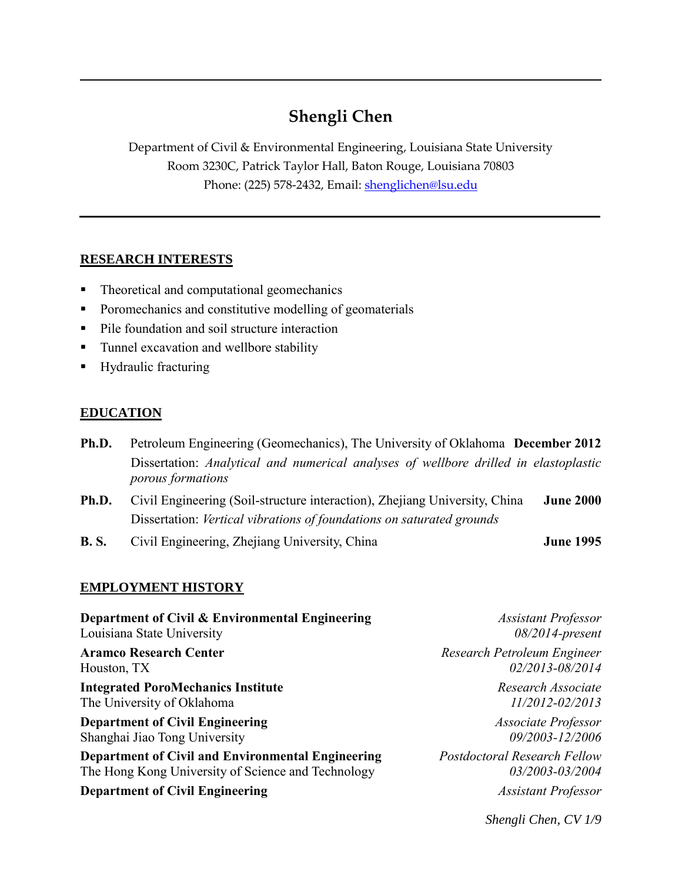# Shengli Chen

Department of Civil & Environmental Engineering, Louisiana State University
Room 3230C, Patrick Taylor Hall, Baton Rouge, Louisiana 70803
Phone: (225) 578-2432, Email: shenglichen@lsu.edu

## RESEARCH INTERESTS

- Theoretical and computational geomechanics
- Poromechanics and constitutive modelling of geomaterials
- Pile foundation and soil structure interaction
- Tunnel excavation and wellbore stability
- Hydraulic fracturing

## EDUCATION

**Ph.D.** Petroleum Engineering (Geomechanics), The University of Oklahoma **December 2012**
Dissertation: *Analytical and numerical analyses of wellbore drilled in elastoplastic porous formations*

**Ph.D.** Civil Engineering (Soil-structure interaction), Zhejiang University, China **June 2000**
Dissertation: *Vertical vibrations of foundations on saturated grounds*

**B. S.** Civil Engineering, Zhejiang University, China **June 1995**

## EMPLOYMENT HISTORY

**Department of Civil & Environmental Engineering** — *Assistant Professor*
Louisiana State University — *08/2014-present*

**Aramco Research Center** — *Research Petroleum Engineer*
Houston, TX — *02/2013-08/2014*

**Integrated PoroMechanics Institute** — *Research Associate*
The University of Oklahoma — *11/2012-02/2013*

**Department of Civil Engineering** — *Associate Professor*
Shanghai Jiao Tong University — *09/2003-12/2006*

**Department of Civil and Environmental Engineering** — *Postdoctoral Research Fellow*
The Hong Kong University of Science and Technology — *03/2003-03/2004*

**Department of Civil Engineering** — *Assistant Professor*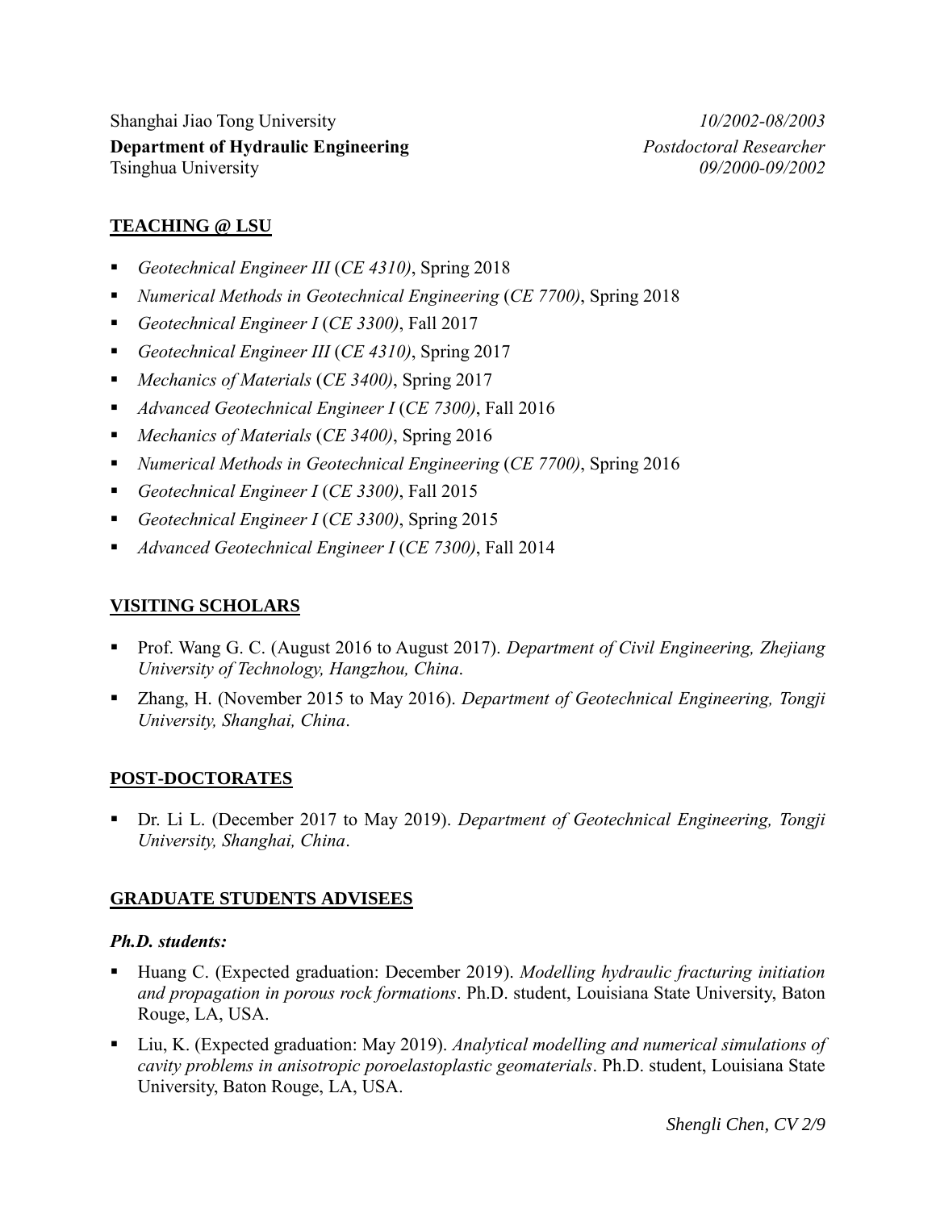Shanghai Jiao Tong University *10/2002-08/2003*

**Department of Hydraulic Engineering** *Postdoctoral Researcher*

Tsinghua University *09/2000-09/2002*

## TEACHING @ LSU

- *Geotechnical Engineer III* (*CE 4310)*, Spring 2018
- *Numerical Methods in Geotechnical Engineering* (*CE 7700)*, Spring 2018
- *Geotechnical Engineer I* (*CE 3300)*, Fall 2017
- *Geotechnical Engineer III* (*CE 4310)*, Spring 2017
- *Mechanics of Materials* (*CE 3400)*, Spring 2017
- *Advanced Geotechnical Engineer I* (*CE 7300)*, Fall 2016
- *Mechanics of Materials* (*CE 3400)*, Spring 2016
- *Numerical Methods in Geotechnical Engineering* (*CE 7700)*, Spring 2016
- *Geotechnical Engineer I* (*CE 3300)*, Fall 2015
- *Geotechnical Engineer I* (*CE 3300)*, Spring 2015
- *Advanced Geotechnical Engineer I* (*CE 7300)*, Fall 2014

## VISITING SCHOLARS

- Prof. Wang G. C. (August 2016 to August 2017). *Department of Civil Engineering, Zhejiang University of Technology, Hangzhou, China*.
- Zhang, H. (November 2015 to May 2016). *Department of Geotechnical Engineering, Tongji University, Shanghai, China*.

## POST-DOCTORATES

- Dr. Li L. (December 2017 to May 2019). *Department of Geotechnical Engineering, Tongji University, Shanghai, China*.

## GRADUATE STUDENTS ADVISEES

### *Ph.D. students:*

- Huang C. (Expected graduation: December 2019). *Modelling hydraulic fracturing initiation and propagation in porous rock formations*. Ph.D. student, Louisiana State University, Baton Rouge, LA, USA.
- Liu, K. (Expected graduation: May 2019). *Analytical modelling and numerical simulations of cavity problems in anisotropic poroelastoplastic geomaterials*. Ph.D. student, Louisiana State University, Baton Rouge, LA, USA.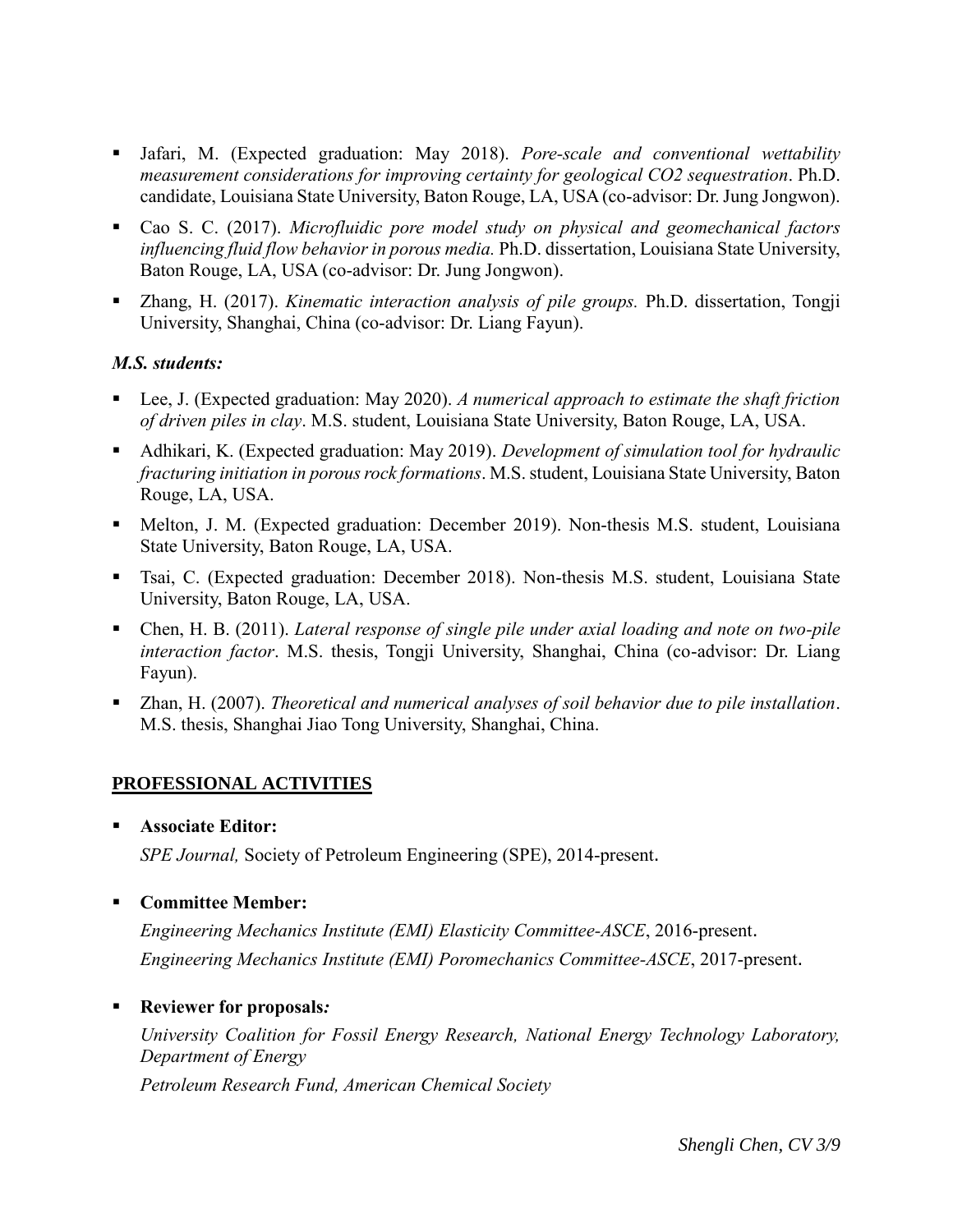- Jafari, M. (Expected graduation: May 2018). *Pore-scale and conventional wettability measurement considerations for improving certainty for geological CO2 sequestration*. Ph.D. candidate, Louisiana State University, Baton Rouge, LA, USA (co-advisor: Dr. Jung Jongwon).
- Cao S. C. (2017). *Microfluidic pore model study on physical and geomechanical factors influencing fluid flow behavior in porous media.* Ph.D. dissertation, Louisiana State University, Baton Rouge, LA, USA (co-advisor: Dr. Jung Jongwon).
- Zhang, H. (2017). *Kinematic interaction analysis of pile groups.* Ph.D. dissertation, Tongji University, Shanghai, China (co-advisor: Dr. Liang Fayun).

***M.S. students:***

- Lee, J. (Expected graduation: May 2020). *A numerical approach to estimate the shaft friction of driven piles in clay*. M.S. student, Louisiana State University, Baton Rouge, LA, USA.
- Adhikari, K. (Expected graduation: May 2019). *Development of simulation tool for hydraulic fracturing initiation in porous rock formations*. M.S. student, Louisiana State University, Baton Rouge, LA, USA.
- Melton, J. M. (Expected graduation: December 2019). Non-thesis M.S. student, Louisiana State University, Baton Rouge, LA, USA.
- Tsai, C. (Expected graduation: December 2018). Non-thesis M.S. student, Louisiana State University, Baton Rouge, LA, USA.
- Chen, H. B. (2011). *Lateral response of single pile under axial loading and note on two-pile interaction factor*. M.S. thesis, Tongji University, Shanghai, China (co-advisor: Dr. Liang Fayun).
- Zhan, H. (2007). *Theoretical and numerical analyses of soil behavior due to pile installation*. M.S. thesis, Shanghai Jiao Tong University, Shanghai, China.

## PROFESSIONAL ACTIVITIES

- **Associate Editor:**

  *SPE Journal,* Society of Petroleum Engineering (SPE), 2014-present.

- **Committee Member:**

  *Engineering Mechanics Institute (EMI) Elasticity Committee-ASCE*, 2016-present.

  *Engineering Mechanics Institute (EMI) Poromechanics Committee-ASCE*, 2017-present.

- **Reviewer for proposals*:***

  *University Coalition for Fossil Energy Research, National Energy Technology Laboratory, Department of Energy*

  *Petroleum Research Fund, American Chemical Society*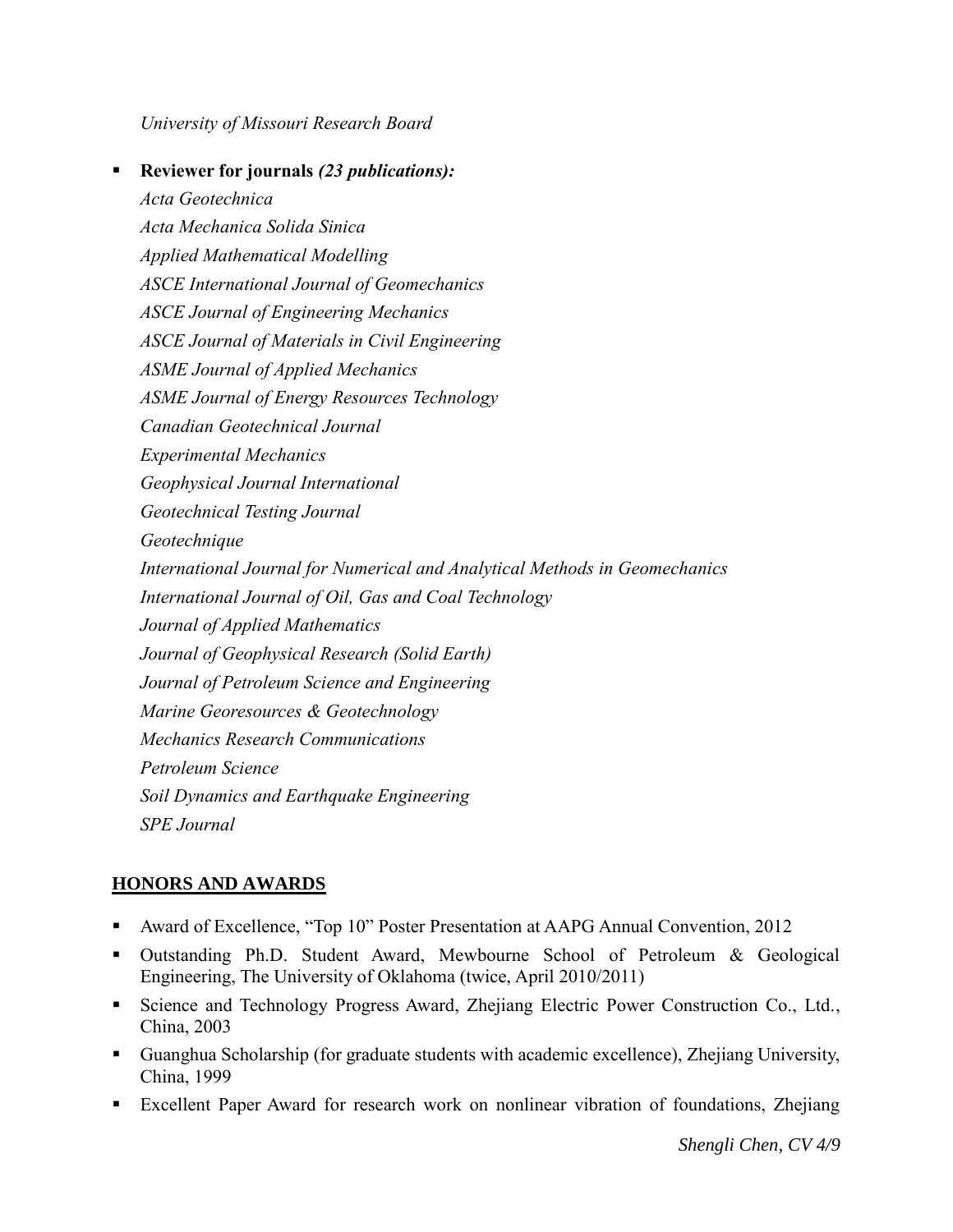*University of Missouri Research Board*

- **Reviewer for journals** ***(23 publications):***
  *Acta Geotechnica*
  *Acta Mechanica Solida Sinica*
  *Applied Mathematical Modelling*
  *ASCE International Journal of Geomechanics*
  *ASCE Journal of Engineering Mechanics*
  *ASCE Journal of Materials in Civil Engineering*
  *ASME Journal of Applied Mechanics*
  *ASME Journal of Energy Resources Technology*
  *Canadian Geotechnical Journal*
  *Experimental Mechanics*
  *Geophysical Journal International*
  *Geotechnical Testing Journal*
  *Geotechnique*
  *International Journal for Numerical and Analytical Methods in Geomechanics*
  *International Journal of Oil, Gas and Coal Technology*
  *Journal of Applied Mathematics*
  *Journal of Geophysical Research (Solid Earth)*
  *Journal of Petroleum Science and Engineering*
  *Marine Georesources & Geotechnology*
  *Mechanics Research Communications*
  *Petroleum Science*
  *Soil Dynamics and Earthquake Engineering*
  *SPE Journal*

## HONORS AND AWARDS

- Award of Excellence, "Top 10" Poster Presentation at AAPG Annual Convention, 2012
- Outstanding Ph.D. Student Award, Mewbourne School of Petroleum & Geological Engineering, The University of Oklahoma (twice, April 2010/2011)
- Science and Technology Progress Award, Zhejiang Electric Power Construction Co., Ltd., China, 2003
- Guanghua Scholarship (for graduate students with academic excellence), Zhejiang University, China, 1999
- Excellent Paper Award for research work on nonlinear vibration of foundations, Zhejiang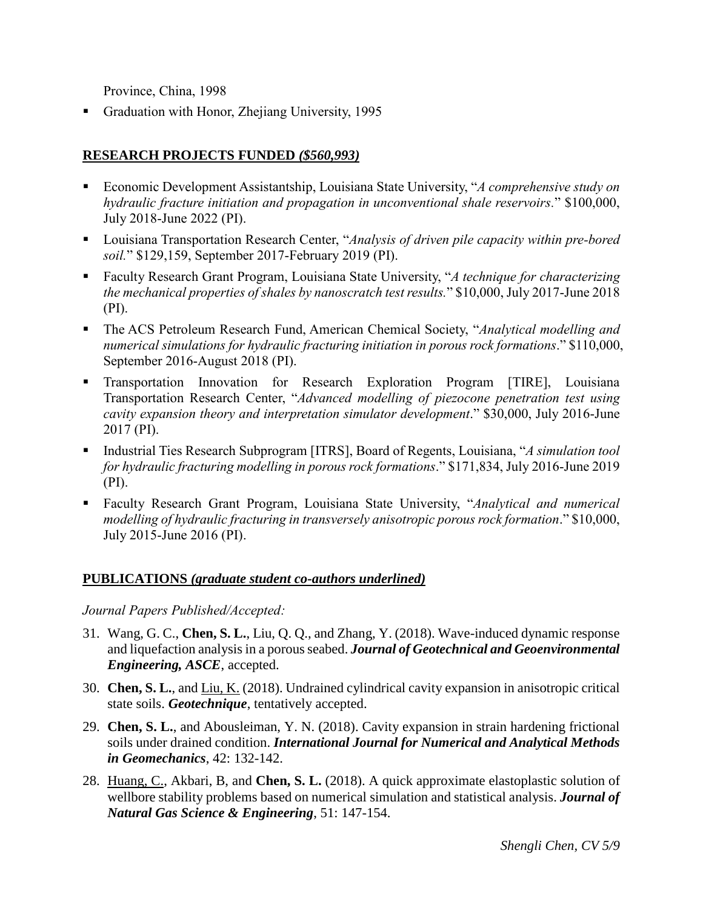Province, China, 1998

- Graduation with Honor, Zhejiang University, 1995

## **RESEARCH PROJECTS FUNDED *($560,993)***

- Economic Development Assistantship, Louisiana State University, "*A comprehensive study on hydraulic fracture initiation and propagation in unconventional shale reservoirs*." $100,000, July 2018-June 2022 (PI).
- Louisiana Transportation Research Center, "*Analysis of driven pile capacity within pre-bored soil.*" $129,159, September 2017-February 2019 (PI).
- Faculty Research Grant Program, Louisiana State University, "*A technique for characterizing the mechanical properties of shales by nanoscratch test results.*" $10,000, July 2017-June 2018 (PI).
- The ACS Petroleum Research Fund, American Chemical Society, "*Analytical modelling and numerical simulations for hydraulic fracturing initiation in porous rock formations*." $110,000, September 2016-August 2018 (PI).
- Transportation Innovation for Research Exploration Program [TIRE], Louisiana Transportation Research Center, "*Advanced modelling of piezocone penetration test using cavity expansion theory and interpretation simulator development*." $30,000, July 2016-June 2017 (PI).
- Industrial Ties Research Subprogram [ITRS], Board of Regents, Louisiana, "*A simulation tool for hydraulic fracturing modelling in porous rock formations*." $171,834, July 2016-June 2019 (PI).
- Faculty Research Grant Program, Louisiana State University, "*Analytical and numerical modelling of hydraulic fracturing in transversely anisotropic porous rock formation*." $10,000, July 2015-June 2016 (PI).

## **PUBLICATIONS *(graduate student co-authors underlined)***

*Journal Papers Published/Accepted:*

31. Wang, G. C., **Chen, S. L.**, Liu, Q. Q., and Zhang, Y. (2018). Wave-induced dynamic response and liquefaction analysis in a porous seabed. ***Journal of Geotechnical and Geoenvironmental Engineering, ASCE***, accepted.
30. **Chen, S. L.**, and <u>Liu, K.</u> (2018). Undrained cylindrical cavity expansion in anisotropic critical state soils. ***Geotechnique***, tentatively accepted.
29. **Chen, S. L.**, and Abousleiman, Y. N. (2018). Cavity expansion in strain hardening frictional soils under drained condition. ***International Journal for Numerical and Analytical Methods in Geomechanics***, 42: 132-142.
28. <u>Huang, C.</u>, Akbari, B, and **Chen, S. L.** (2018). A quick approximate elastoplastic solution of wellbore stability problems based on numerical simulation and statistical analysis. ***Journal of Natural Gas Science & Engineering***, 51: 147-154.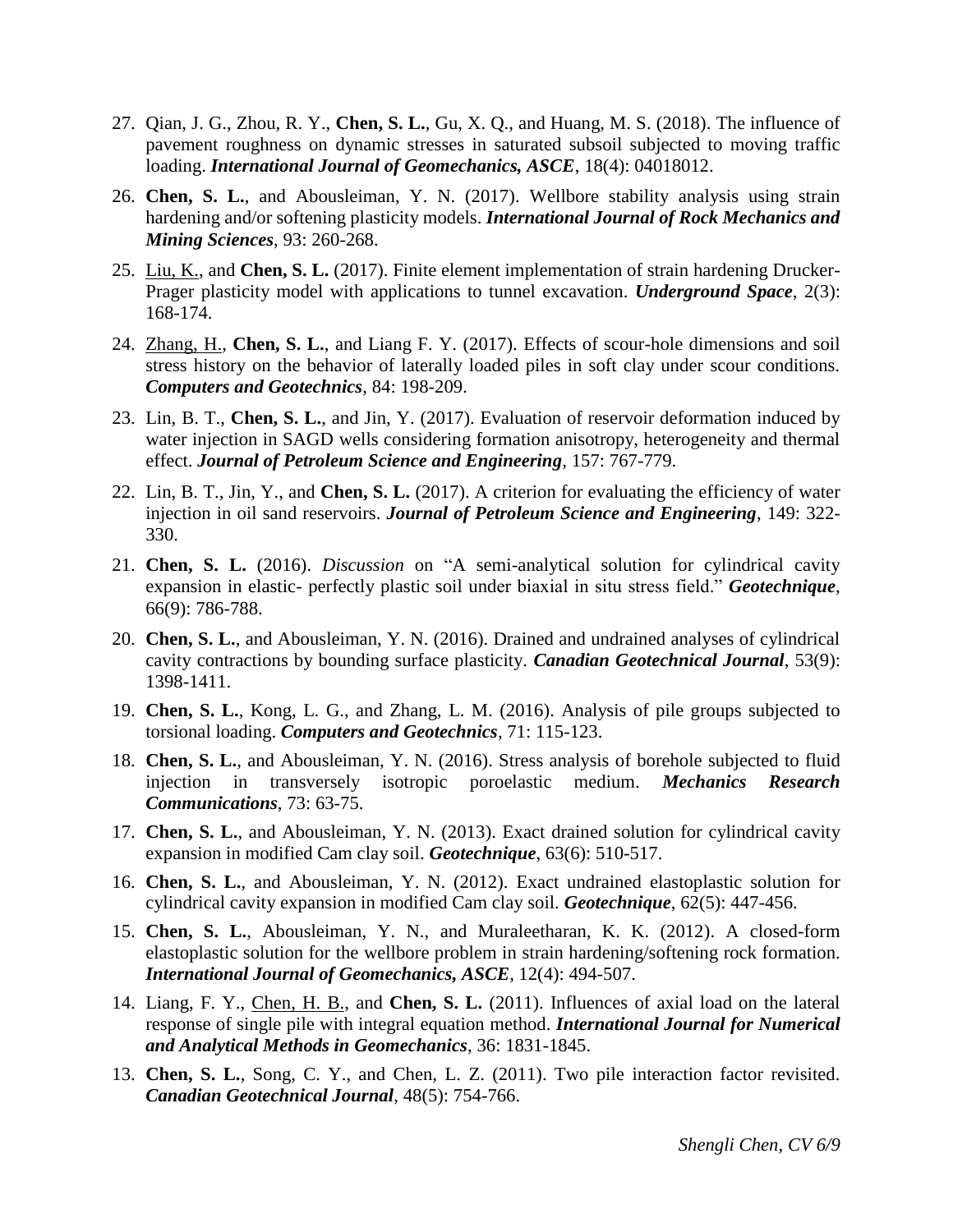27. Qian, J. G., Zhou, R. Y., **Chen, S. L.**, Gu, X. Q., and Huang, M. S. (2018). The influence of pavement roughness on dynamic stresses in saturated subsoil subjected to moving traffic loading. ***International Journal of Geomechanics, ASCE***, 18(4): 04018012.

26. **Chen, S. L.**, and Abousleiman, Y. N. (2017). Wellbore stability analysis using strain hardening and/or softening plasticity models. ***International Journal of Rock Mechanics and Mining Sciences***, 93: 260-268.

25. <u>Liu, K.</u>, and **Chen, S. L.** (2017). Finite element implementation of strain hardening Drucker-Prager plasticity model with applications to tunnel excavation. ***Underground Space***, 2(3): 168-174.

24. <u>Zhang, H.</u>, **Chen, S. L.**, and Liang F. Y. (2017). Effects of scour-hole dimensions and soil stress history on the behavior of laterally loaded piles in soft clay under scour conditions. ***Computers and Geotechnics***, 84: 198-209.

23. Lin, B. T., **Chen, S. L.**, and Jin, Y. (2017). Evaluation of reservoir deformation induced by water injection in SAGD wells considering formation anisotropy, heterogeneity and thermal effect. ***Journal of Petroleum Science and Engineering***, 157: 767-779.

22. Lin, B. T., Jin, Y., and **Chen, S. L.** (2017). A criterion for evaluating the efficiency of water injection in oil sand reservoirs. ***Journal of Petroleum Science and Engineering***, 149: 322-330.

21. **Chen, S. L.** (2016). *Discussion* on "A semi-analytical solution for cylindrical cavity expansion in elastic- perfectly plastic soil under biaxial in situ stress field." ***Geotechnique***, 66(9): 786-788.

20. **Chen, S. L.**, and Abousleiman, Y. N. (2016). Drained and undrained analyses of cylindrical cavity contractions by bounding surface plasticity. ***Canadian Geotechnical Journal***, 53(9): 1398-1411.

19. **Chen, S. L.**, Kong, L. G., and Zhang, L. M. (2016). Analysis of pile groups subjected to torsional loading. ***Computers and Geotechnics***, 71: 115-123.

18. **Chen, S. L.**, and Abousleiman, Y. N. (2016). Stress analysis of borehole subjected to fluid injection in transversely isotropic poroelastic medium. ***Mechanics Research Communications***, 73: 63-75.

17. **Chen, S. L.**, and Abousleiman, Y. N. (2013). Exact drained solution for cylindrical cavity expansion in modified Cam clay soil. ***Geotechnique***, 63(6): 510-517.

16. **Chen, S. L.**, and Abousleiman, Y. N. (2012). Exact undrained elastoplastic solution for cylindrical cavity expansion in modified Cam clay soil. ***Geotechnique***, 62(5): 447-456.

15. **Chen, S. L.**, Abousleiman, Y. N., and Muraleetharan, K. K. (2012). A closed-form elastoplastic solution for the wellbore problem in strain hardening/softening rock formation. ***International Journal of Geomechanics, ASCE***, 12(4): 494-507.

14. Liang, F. Y., <u>Chen, H. B.</u>, and **Chen, S. L.** (2011). Influences of axial load on the lateral response of single pile with integral equation method. ***International Journal for Numerical and Analytical Methods in Geomechanics***, 36: 1831-1845.

13. **Chen, S. L.**, Song, C. Y., and Chen, L. Z. (2011). Two pile interaction factor revisited. ***Canadian Geotechnical Journal***, 48(5): 754-766.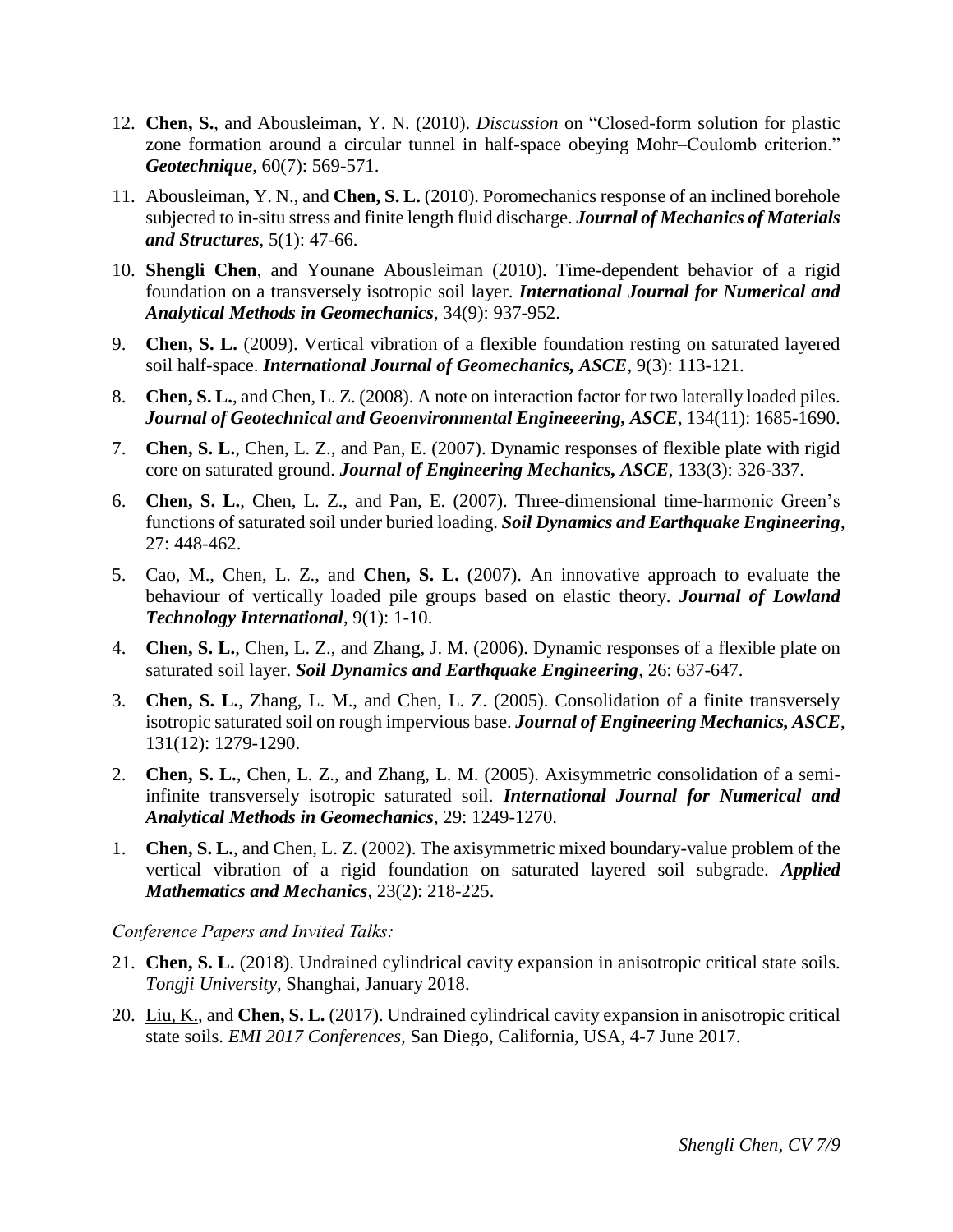12. **Chen, S.**, and Abousleiman, Y. N. (2010). *Discussion* on "Closed-form solution for plastic zone formation around a circular tunnel in half-space obeying Mohr–Coulomb criterion." ***Geotechnique***, 60(7): 569-571.

11. Abousleiman, Y. N., and **Chen, S. L.** (2010). Poromechanics response of an inclined borehole subjected to in-situ stress and finite length fluid discharge. ***Journal of Mechanics of Materials and Structures***, 5(1): 47-66.

10. **Shengli Chen**, and Younane Abousleiman (2010). Time-dependent behavior of a rigid foundation on a transversely isotropic soil layer. ***International Journal for Numerical and Analytical Methods in Geomechanics***, 34(9): 937-952.

9. **Chen, S. L.** (2009). Vertical vibration of a flexible foundation resting on saturated layered soil half-space. ***International Journal of Geomechanics, ASCE***, 9(3): 113-121.

8. **Chen, S. L.**, and Chen, L. Z. (2008). A note on interaction factor for two laterally loaded piles. ***Journal of Geotechnical and Geoenvironmental Engineeering, ASCE***, 134(11): 1685-1690.

7. **Chen, S. L.**, Chen, L. Z., and Pan, E. (2007). Dynamic responses of flexible plate with rigid core on saturated ground. ***Journal of Engineering Mechanics, ASCE***, 133(3): 326-337.

6. **Chen, S. L.**, Chen, L. Z., and Pan, E. (2007). Three-dimensional time-harmonic Green's functions of saturated soil under buried loading. ***Soil Dynamics and Earthquake Engineering***, 27: 448-462.

5. Cao, M., Chen, L. Z., and **Chen, S. L.** (2007). An innovative approach to evaluate the behaviour of vertically loaded pile groups based on elastic theory. ***Journal of Lowland Technology International***, 9(1): 1-10.

4. **Chen, S. L.**, Chen, L. Z., and Zhang, J. M. (2006). Dynamic responses of a flexible plate on saturated soil layer. ***Soil Dynamics and Earthquake Engineering***, 26: 637-647.

3. **Chen, S. L.**, Zhang, L. M., and Chen, L. Z. (2005). Consolidation of a finite transversely isotropic saturated soil on rough impervious base. ***Journal of Engineering Mechanics, ASCE***, 131(12): 1279-1290.

2. **Chen, S. L.**, Chen, L. Z., and Zhang, L. M. (2005). Axisymmetric consolidation of a semi-infinite transversely isotropic saturated soil. ***International Journal for Numerical and Analytical Methods in Geomechanics***, 29: 1249-1270.

1. **Chen, S. L.**, and Chen, L. Z. (2002). The axisymmetric mixed boundary-value problem of the vertical vibration of a rigid foundation on saturated layered soil subgrade. ***Applied Mathematics and Mechanics***, 23(2): 218-225.

*Conference Papers and Invited Talks:*

21. **Chen, S. L.** (2018). Undrained cylindrical cavity expansion in anisotropic critical state soils. *Tongji University*, Shanghai, January 2018.

20. Liu, K., and **Chen, S. L.** (2017). Undrained cylindrical cavity expansion in anisotropic critical state soils. *EMI 2017 Conferences*, San Diego, California, USA, 4-7 June 2017.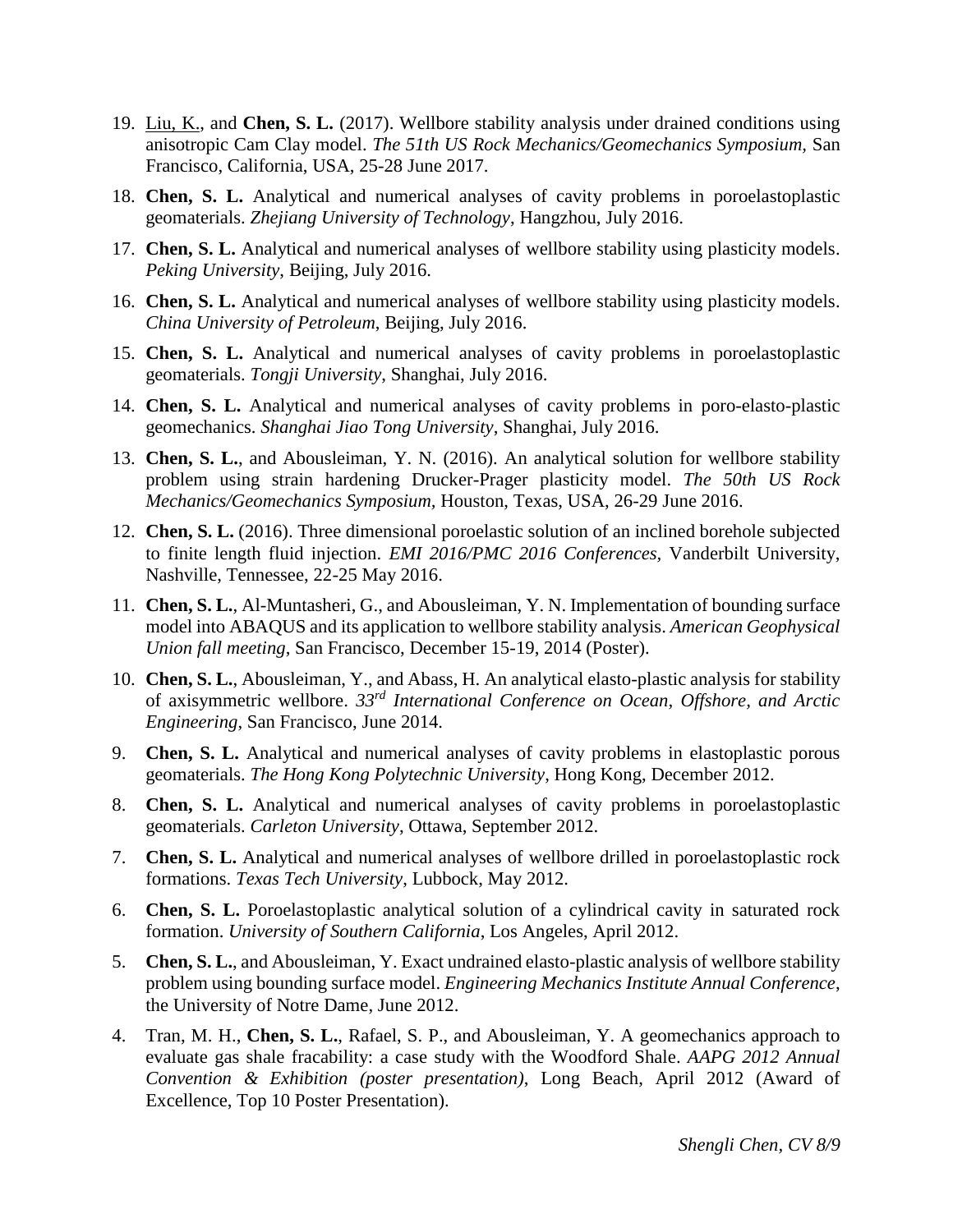19. Liu, K., and **Chen, S. L.** (2017). Wellbore stability analysis under drained conditions using anisotropic Cam Clay model. *The 51th US Rock Mechanics/Geomechanics Symposium*, San Francisco, California, USA, 25-28 June 2017.

18. **Chen, S. L.** Analytical and numerical analyses of cavity problems in poroelastoplastic geomaterials. *Zhejiang University of Technology*, Hangzhou, July 2016.

17. **Chen, S. L.** Analytical and numerical analyses of wellbore stability using plasticity models. *Peking University*, Beijing, July 2016.

16. **Chen, S. L.** Analytical and numerical analyses of wellbore stability using plasticity models. *China University of Petroleum*, Beijing, July 2016.

15. **Chen, S. L.** Analytical and numerical analyses of cavity problems in poroelastoplastic geomaterials. *Tongji University*, Shanghai, July 2016.

14. **Chen, S. L.** Analytical and numerical analyses of cavity problems in poro-elasto-plastic geomechanics. *Shanghai Jiao Tong University*, Shanghai, July 2016.

13. **Chen, S. L.**, and Abousleiman, Y. N. (2016). An analytical solution for wellbore stability problem using strain hardening Drucker-Prager plasticity model. *The 50th US Rock Mechanics/Geomechanics Symposium,* Houston, Texas, USA, 26-29 June 2016.

12. **Chen, S. L.** (2016). Three dimensional poroelastic solution of an inclined borehole subjected to finite length fluid injection. *EMI 2016/PMC 2016 Conferences*, Vanderbilt University, Nashville, Tennessee, 22-25 May 2016.

11. **Chen, S. L.**, Al-Muntasheri, G., and Abousleiman, Y. N. Implementation of bounding surface model into ABAQUS and its application to wellbore stability analysis. *American Geophysical Union fall meeting*, San Francisco, December 15-19, 2014 (Poster).

10. **Chen, S. L.**, Abousleiman, Y., and Abass, H. An analytical elasto-plastic analysis for stability of axisymmetric wellbore. *33rd International Conference on Ocean, Offshore, and Arctic Engineering*, San Francisco, June 2014.

9. **Chen, S. L.** Analytical and numerical analyses of cavity problems in elastoplastic porous geomaterials. *The Hong Kong Polytechnic University*, Hong Kong, December 2012.

8. **Chen, S. L.** Analytical and numerical analyses of cavity problems in poroelastoplastic geomaterials. *Carleton University*, Ottawa, September 2012.

7. **Chen, S. L.** Analytical and numerical analyses of wellbore drilled in poroelastoplastic rock formations. *Texas Tech University*, Lubbock, May 2012.

6. **Chen, S. L.** Poroelastoplastic analytical solution of a cylindrical cavity in saturated rock formation. *University of Southern California*, Los Angeles, April 2012.

5. **Chen, S. L.**, and Abousleiman, Y. Exact undrained elasto-plastic analysis of wellbore stability problem using bounding surface model. *Engineering Mechanics Institute Annual Conference*, the University of Notre Dame, June 2012.

4. Tran, M. H., **Chen, S. L.**, Rafael, S. P., and Abousleiman, Y. A geomechanics approach to evaluate gas shale fracability: a case study with the Woodford Shale. *AAPG 2012 Annual Convention & Exhibition (poster presentation)*, Long Beach, April 2012 (Award of Excellence, Top 10 Poster Presentation).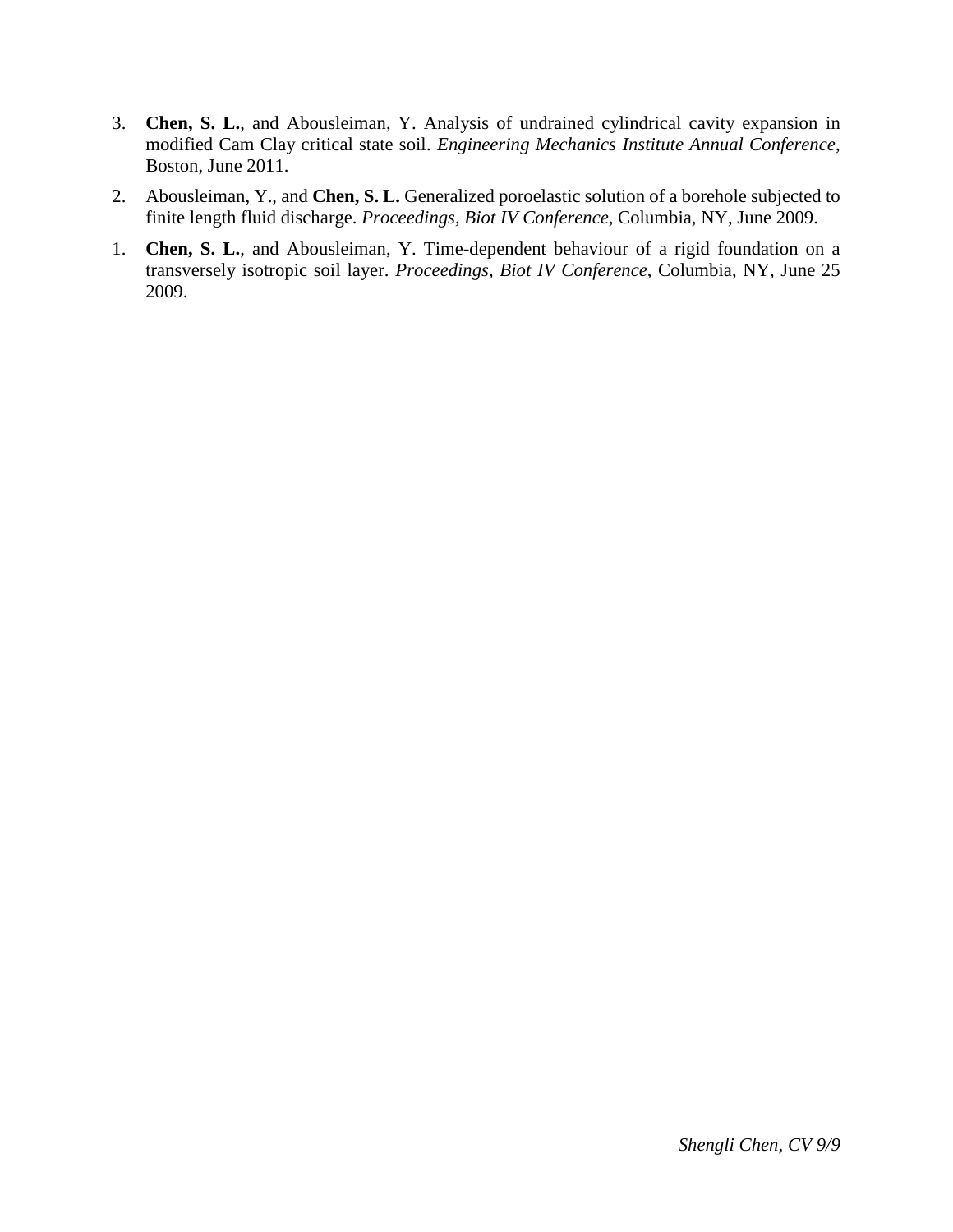3. **Chen, S. L.**, and Abousleiman, Y. Analysis of undrained cylindrical cavity expansion in modified Cam Clay critical state soil. *Engineering Mechanics Institute Annual Conference*, Boston, June 2011.

2. Abousleiman, Y., and **Chen, S. L.** Generalized poroelastic solution of a borehole subjected to finite length fluid discharge. *Proceedings, Biot IV Conference*, Columbia, NY, June 2009.

1. **Chen, S. L.**, and Abousleiman, Y. Time-dependent behaviour of a rigid foundation on a transversely isotropic soil layer. *Proceedings, Biot IV Conference*, Columbia, NY, June 25 2009.